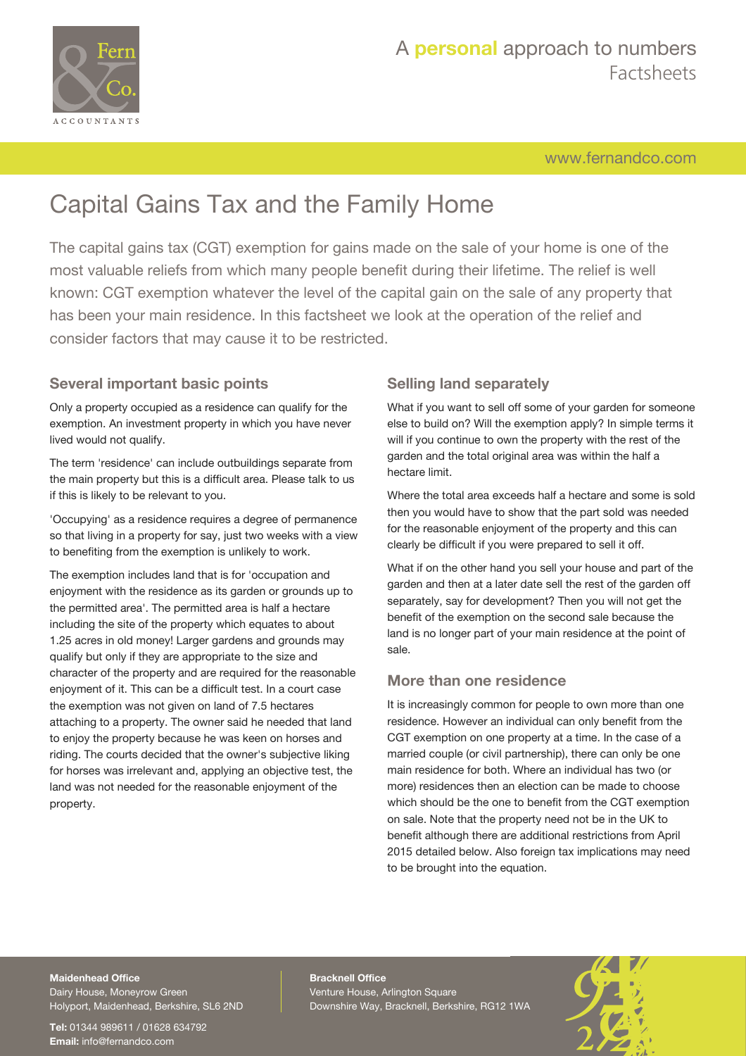# Capital Gains Tax and the Family Home

The capital gains tax (CGT) exemption for gains made on the sale of your home is one of the most valuable reliefs from which many people benefit during their lifetime. The relief is well known: CGT exemption whatever the level of the capital gain on the sale of any property that has been your main residence. In this factsheet we look at the operation of the relief and consider factors that may cause it to be restricted.

## Several important basic points

Only a property occupied as a residence can qualify for the exemption. An investment property in which you have never lived would not qualify.

The term 'residence' can include outbuildings separate from the main property but this is a difficult area. Please talk to us if this is likely to be relevant to you.

'Occupying' as a residence requires a degree of permanence so that living in a property for say, just two weeks with a view to benefiting from the exemption is unlikely to work.

The exemption includes land that is for 'occupation and enjoyment with the residence as its garden or grounds up to the permitted area'. The permitted area is half a hectare including the site of the property which equates to about 1.25 acres in old money! Larger gardens and grounds may qualify but only if they are appropriate to the size and character of the property and are required for the reasonable enjoyment of it. This can be a difficult test. In a court case the exemption was not given on land of 7.5 hectares attaching to a property. The owner said he needed that land to enjoy the property because he was keen on horses and riding. The courts decided that the owner's subjective liking for horses was irrelevant and, applying an objective test, the land was not needed for the reasonable enjoyment of the property.

## Selling land separately

What if you want to sell off some of your garden for someone else to build on? Will the exemption apply? In simple terms it will if you continue to own the property with the rest of the garden and the total original area was within the half a hectare limit.

Where the total area exceeds half a hectare and some is sold then you would have to show that the part sold was needed for the reasonable enjoyment of the property and this can clearly be difficult if you were prepared to sell it off.

What if on the other hand you sell your house and part of the garden and then at a later date sell the rest of the garden off separately, say for development? Then you will not get the benefit of the exemption on the second sale because the land is no longer part of your main residence at the point of sale.

## More than one residence

It is increasingly common for people to own more than one residence. However an individual can only benefit from the CGT exemption on one property at a time. In the case of a married couple (or civil partnership), there can only be one main residence for both. Where an individual has two (or more) residences then an election can be made to choose which should be the one to benefit from the CGT exemption on sale. Note that the property need not be in the UK to benefit although there are additional restrictions from April 2015 detailed below. Also foreign tax implications may need to be brought into the equation.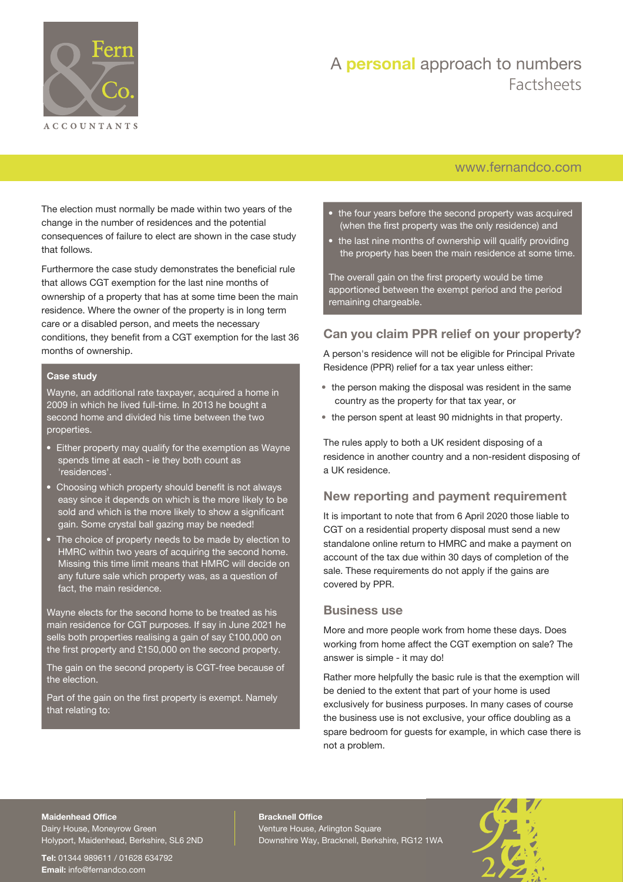The election must normally be made within two years of the change in the number of residences and the potential consequences of failure to elect are shown in the case study that follows.

Furthermore the case study demonstrates the beneficial rule that allows CGT exemption for the last nine months of ownership of a property that has at some time been the main residence. Where the owner of the property is in long term care or a disabled person, and meets the necessary conditions, they benefit from a CGT exemption for the last 36 months of ownership.

**Case study**

Wayne, an additional rate taxpayer, acquired a home in 2009 in which he lived full-time. In 2013 he bought a second home and divided his time between the two properties.

- Either property may qualify for the exemption as Wayne spends time at each - ie they both count as 'residences'.
- Choosing which property should benefit is not always easy since it depends on which is the more likely to be sold and which is the more likely to show a significant gain. Some crystal ball gazing may be needed!
- The choice of property needs to be made by election to HMRC within two years of acquiring the second home. Missing this time limit means that HMRC will decide on any future sale which property was, as a question of fact, the main residence.

Wayne elects for the second home to be treated as his main residence for CGT purposes. If say in June 2021 he sells both properties realising a gain of say £100,000 on the first property and £150,000 on the second property.

The gain on the second property is CGT-free because of the election.

Part of the gain on the first property is exempt. Namely that relating to:

- the four years before the second property was acquired (when the first property was the only residence) and
- the last nine months of ownership will qualify providing the property has been the main residence at some time.

The overall gain on the first property would be time apportioned between the exempt period and the period remaining chargeable.

## Can you claim PPR relief on your property?

A person's residence will not be eligible for Principal Private Residence (PPR) relief for a tax year unless either:

- the person making the disposal was resident in the same country as the property for that tax year, or
- the person spent at least 90 midnights in that property.

The rules apply to both a UK resident disposing of a residence in another country and a non-resident disposing of a UK residence.

## New reporting and payment requirement

It is important to note that from 6 April 2020 those liable to CGT on a residential property disposal must send a new standalone online return to HMRC and make a payment on account of the tax due within 30 days of completion of the sale. These requirements do not apply if the gains are covered by PPR.

## Business use

More and more people work from home these days. Does working from home affect the CGT exemption on sale? The answer is simple - it may do!

Rather more helpfully the basic rule is that the exemption will be denied to the extent that part of your home is used exclusively for business purposes. In many cases of course the business use is not exclusive, your office doubling as a spare bedroom for guests for example, in which case there is not a problem.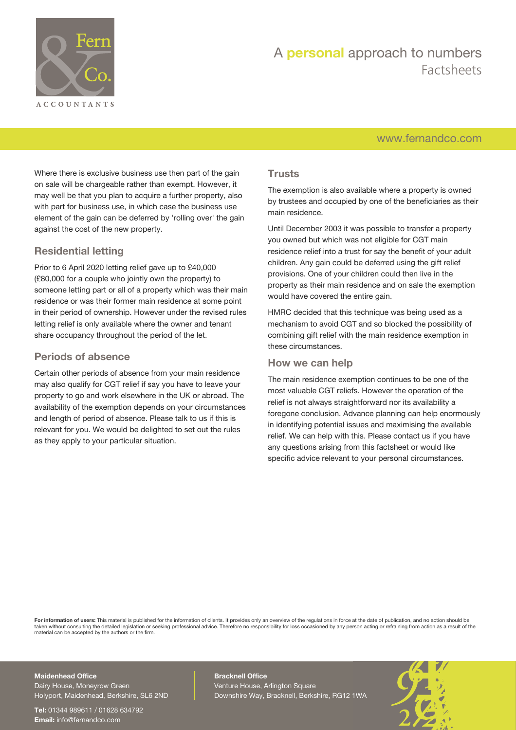Where there is exclusive business use then part of the gain on sale will be chargeable rather than exempt. However, it may well be that you plan to acquire a further property, also with part for business use, in which case the business use element of the gain can be deferred by 'rolling over' the gain against the cost of the new property.

## Residential letting

Prior to 6 April 2020 letting relief gave up to £40,000 (£80,000 for a couple who jointly own the property) to someone letting part or all of a property which was their main residence or was their former main residence at some point in their period of ownership. However under the revised rules letting relief is only available where the owner and tenant share occupancy throughout the period of the let.

## Periods of absence

Certain other periods of absence from your main residence may also qualify for CGT relief if say you have to leave your property to go and work elsewhere in the UK or abroad. The availability of the exemption depends on your circumstances and length of period of absence. Please talk to us if this is relevant for you. We would be delighted to set out the rules as they apply to your particular situation.

## Trusts

The exemption is also available where a property is owned by trustees and occupied by one of the beneficiaries as their main residence.

Until December 2003 it was possible to transfer a property you owned but which was not eligible for CGT main residence relief into a trust for say the benefit of your adult children. Any gain could be deferred using the gift relief provisions. One of your children could then live in the property as their main residence and on sale the exemption would have covered the entire gain.

HMRC decided that this technique was being used as a mechanism to avoid CGT and so blocked the possibility of combining gift relief with the main residence exemption in these circumstances.

## How we can help

The main residence exemption continues to be one of the most valuable CGT reliefs. However the operation of the relief is not always straightforward nor its availability a foregone conclusion. Advance planning can help enormously in identifying potential issues and maximising the available relief. We can help with this. Please contact us if you have any questions arising from this factsheet or would like specific advice relevant to your personal circumstances.

**For information of users:** This material is published for the information of clients. It provides only an overview of the regulations in force at the date of publication, and no action should be taken without consulting the detailed legislation or seeking professional advice. Therefore no responsibility for loss occasioned by any person acting or refraining from action as a result of the material can be accepted by the authors or the firm.